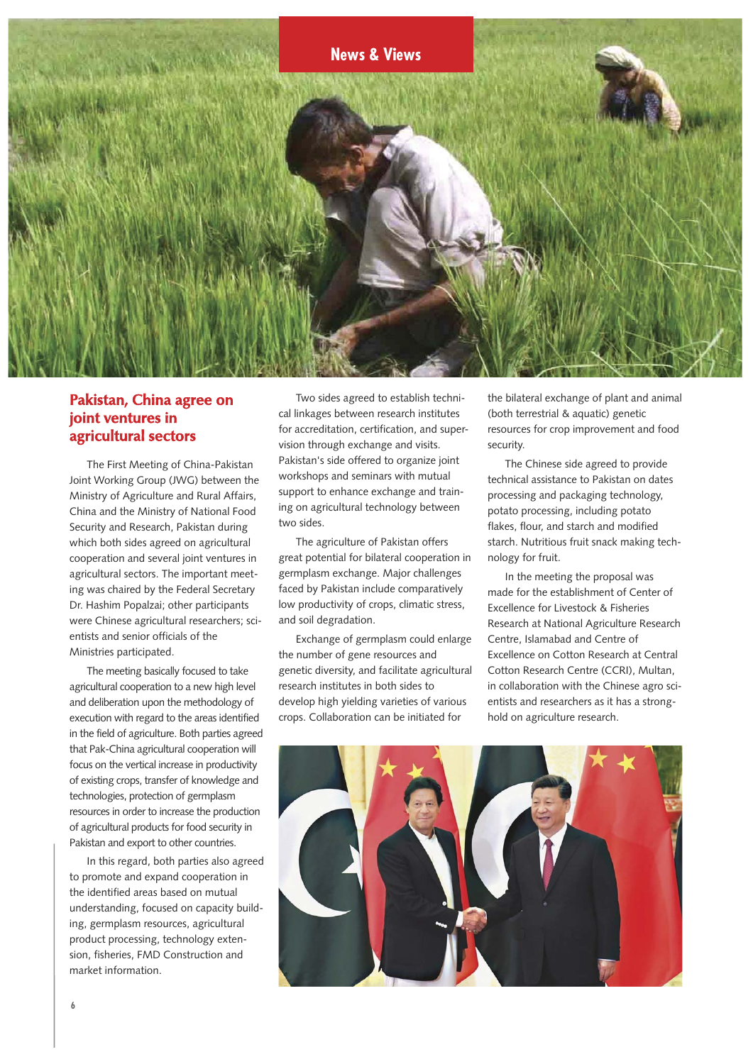News & Views

## Pakistan, China agree on joint ventures in agricultural sectors

The First Meeting of China-Pakistan Joint Working Group (JWG) between the Ministry of Agriculture and Rural Affairs, China and the Ministry of National Food Security and Research, Pakistan during which both sides agreed on agricultural cooperation and several joint ventures in agricultural sectors. The important meeting was chaired by the Federal Secretary Dr. Hashim Popalzai; other participants were Chinese agricultural researchers; scientists and senior officials of the Ministries participated.

The meeting basically focused to take agricultural cooperation to a new high level and deliberation upon the methodology of execution with regard to the areas identified in the field of agriculture. Both parties agreed that Pak-China agricultural cooperation will focus on the vertical increase in productivity of existing crops, transfer of knowledge and technologies, protection of germplasm resources in order to increase the production of agricultural products for food security in Pakistan and export to other countries.

In this regard, both parties also agreed to promote and expand cooperation in the identified areas based on mutual understanding, focused on capacity building, germplasm resources, agricultural product processing, technology extension, fisheries, FMD Construction and market information.

Two sides agreed to establish technical linkages between research institutes for accreditation, certification, and supervision through exchange and visits. Pakistan's side offered to organize joint workshops and seminars with mutual support to enhance exchange and training on agricultural technology between two sides.

The agriculture of Pakistan offers great potential for bilateral cooperation in germplasm exchange. Major challenges faced by Pakistan include comparatively low productivity of crops, climatic stress, and soil degradation.

Exchange of germplasm could enlarge the number of gene resources and genetic diversity, and facilitate agricultural research institutes in both sides to develop high yielding varieties of various crops. Collaboration can be initiated for the bilateral exchange of plant and animal (both terrestrial & aquatic) genetic resources for crop improvement and food security.

The Chinese side agreed to provide technical assistance to Pakistan on dates processing and packaging technology, potato processing, including potato flakes, flour, and starch and modified starch. Nutritious fruit snack making technology for fruit.

In the meeting the proposal was made for the establishment of Center of Excellence for Livestock & Fisheries Research at National Agriculture Research Centre, Islamabad and Centre of Excellence on Cotton Research at Central Cotton Research Centre (CCRI), Multan, in collaboration with the Chinese agro scientists and researchers as it has a stronghold on agriculture research.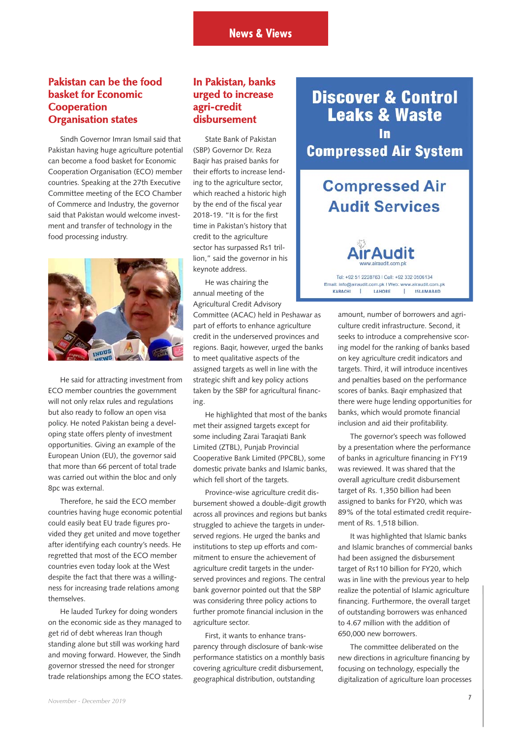## Pakistan can be the food basket for Economic Cooperation Organisation states

Sindh Governor Imran Ismail said that Pakistan having huge agriculture potential can become a food basket for Economic Cooperation Organisation (ECO) member countries. Speaking at the 27th Executive Committee meeting of the ECO Chamber of Commerce and Industry, the governor said that Pakistan would welcome investment and transfer of technology in the food processing industry.

He said for attracting investment from ECO member countries the government will not only relax rules and regulations but also ready to follow an open visa policy. He noted Pakistan being a developing state offers plenty of investment opportunities. Giving an example of the European Union (EU), the governor said that more than 66 percent of total trade was carried out within the bloc and only 8pc was external.

Therefore, he said the ECO member countries having huge economic potential could easily beat EU trade figures provided they get united and move together after identifying each country's needs. He regretted that most of the ECO member countries even today look at the West despite the fact that there was a willingness for increasing trade relations among themselves.

He lauded Turkey for doing wonders on the economic side as they managed to get rid of debt whereas Iran though standing alone but still was working hard and moving forward. However, the Sindh governor stressed the need for stronger trade relationships among the ECO states.

## In Pakistan, banks urged to increase agri-credit disbursement

State Bank of Pakistan (SBP) Governor Dr. Reza Baqir has praised banks for their efforts to increase lending to the agriculture sector, which reached a historic high by the end of the fiscal year 2018-19. "It is for the first time in Pakistan's history that credit to the agriculture sector has surpassed Rs1 trillion," said the governor in his keynote address.

He was chairing the annual meeting of the Agricultural Credit Advisory Committee (ACAC) held in Peshawar as part of efforts to enhance agriculture credit in the underserved provinces and regions. Baqir, however, urged the banks to meet qualitative aspects of the assigned targets as well in line with the strategic shift and key policy actions taken by the SBP for agricultural financing.

He highlighted that most of the banks met their assigned targets except for some including Zarai Taraqiati Bank Limited (ZTBL), Punjab Provincial Cooperative Bank Limited (PPCBL), some domestic private banks and Islamic banks, which fell short of the targets.

Province-wise agriculture credit disbursement showed a double-digit growth across all provinces and regions but banks struggled to achieve the targets in underserved regions. He urged the banks and institutions to step up efforts and commitment to ensure the achievement of agriculture credit targets in the underserved provinces and regions. The central bank governor pointed out that the SBP was considering three policy actions to further promote financial inclusion in the agriculture sector.

First, it wants to enhance transparency through disclosure of bank-wise performance statistics on a monthly basis covering agriculture credit disbursement, geographical distribution, outstanding amount, number of borrowers and agriculture credit infrastructure. Second, it seeks to introduce a comprehensive scoring model for the ranking of banks based on key agriculture credit indicators and targets. Third, it will introduce incentives and penalties based on the performance scores of banks. Baqir emphasized that there were huge lending opportunities for banks, which would promote financial inclusion and aid their profitability.

The governor's speech was followed by a presentation where the performance of banks in agriculture financing in FY19 was reviewed. It was shared that the overall agriculture credit disbursement target of Rs. 1,350 billion had been assigned to banks for FY20, which was 89% of the total estimated credit requirement of Rs. 1,518 billion.

It was highlighted that Islamic banks and Islamic branches of commercial banks had been assigned the disbursement target of Rs110 billion for FY20, which was in line with the previous year to help realize the potential of Islamic agriculture financing. Furthermore, the overall target of outstanding borrowers was enhanced to 4.67 million with the addition of 650,000 new borrowers.

The committee deliberated on the new directions in agriculture financing by focusing on technology, especially the digitalization of agriculture loan processes

**Discover & Control Leaks & Waste In Compressed Air System**

**Compressed Air Audit Services**

AirAudit
www.airaudit.com.pk

Tel: +92 51 2228763 | Cell: +92 332 0506134
Email: info@airaudit.com.pk | Web: www.airaudit.com.pk
KARACHI | LAHORE | ISLAMABAD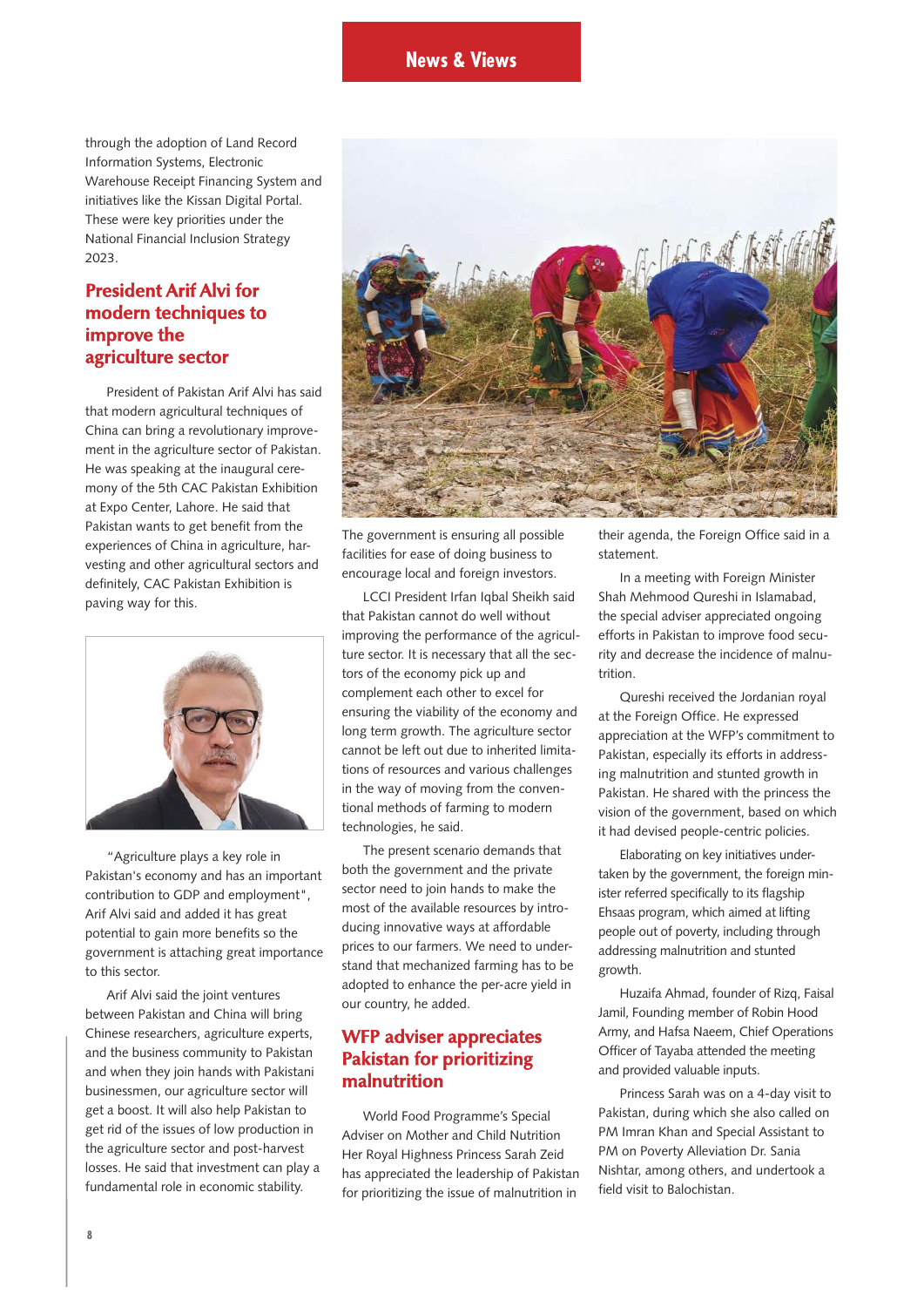through the adoption of Land Record Information Systems, Electronic Warehouse Receipt Financing System and initiatives like the Kissan Digital Portal. These were key priorities under the National Financial Inclusion Strategy 2023.

## President Arif Alvi for modern techniques to improve the agriculture sector

President of Pakistan Arif Alvi has said that modern agricultural techniques of China can bring a revolutionary improvement in the agriculture sector of Pakistan. He was speaking at the inaugural ceremony of the 5th CAC Pakistan Exhibition at Expo Center, Lahore. He said that Pakistan wants to get benefit from the experiences of China in agriculture, harvesting and other agricultural sectors and definitely, CAC Pakistan Exhibition is paving way for this.

"Agriculture plays a key role in Pakistan's economy and has an important contribution to GDP and employment", Arif Alvi said and added it has great potential to gain more benefits so the government is attaching great importance to this sector.

Arif Alvi said the joint ventures between Pakistan and China will bring Chinese researchers, agriculture experts, and the business community to Pakistan and when they join hands with Pakistani businessmen, our agriculture sector will get a boost. It will also help Pakistan to get rid of the issues of low production in the agriculture sector and post-harvest losses. He said that investment can play a fundamental role in economic stability.

The government is ensuring all possible facilities for ease of doing business to encourage local and foreign investors.

LCCI President Irfan Iqbal Sheikh said that Pakistan cannot do well without improving the performance of the agriculture sector. It is necessary that all the sectors of the economy pick up and complement each other to excel for ensuring the viability of the economy and long term growth. The agriculture sector cannot be left out due to inherited limitations of resources and various challenges in the way of moving from the conventional methods of farming to modern technologies, he said.

The present scenario demands that both the government and the private sector need to join hands to make the most of the available resources by introducing innovative ways at affordable prices to our farmers. We need to understand that mechanized farming has to be adopted to enhance the per-acre yield in our country, he added.

## WFP adviser appreciates Pakistan for prioritizing malnutrition

World Food Programme's Special Adviser on Mother and Child Nutrition Her Royal Highness Princess Sarah Zeid has appreciated the leadership of Pakistan for prioritizing the issue of malnutrition in their agenda, the Foreign Office said in a statement.

In a meeting with Foreign Minister Shah Mehmood Qureshi in Islamabad, the special adviser appreciated ongoing efforts in Pakistan to improve food security and decrease the incidence of malnutrition.

Qureshi received the Jordanian royal at the Foreign Office. He expressed appreciation at the WFP's commitment to Pakistan, especially its efforts in addressing malnutrition and stunted growth in Pakistan. He shared with the princess the vision of the government, based on which it had devised people-centric policies.

Elaborating on key initiatives undertaken by the government, the foreign minister referred specifically to its flagship Ehsaas program, which aimed at lifting people out of poverty, including through addressing malnutrition and stunted growth.

Huzaifa Ahmad, founder of Rizq, Faisal Jamil, Founding member of Robin Hood Army, and Hafsa Naeem, Chief Operations Officer of Tayaba attended the meeting and provided valuable inputs.

Princess Sarah was on a 4-day visit to Pakistan, during which she also called on PM Imran Khan and Special Assistant to PM on Poverty Alleviation Dr. Sania Nishtar, among others, and undertook a field visit to Balochistan.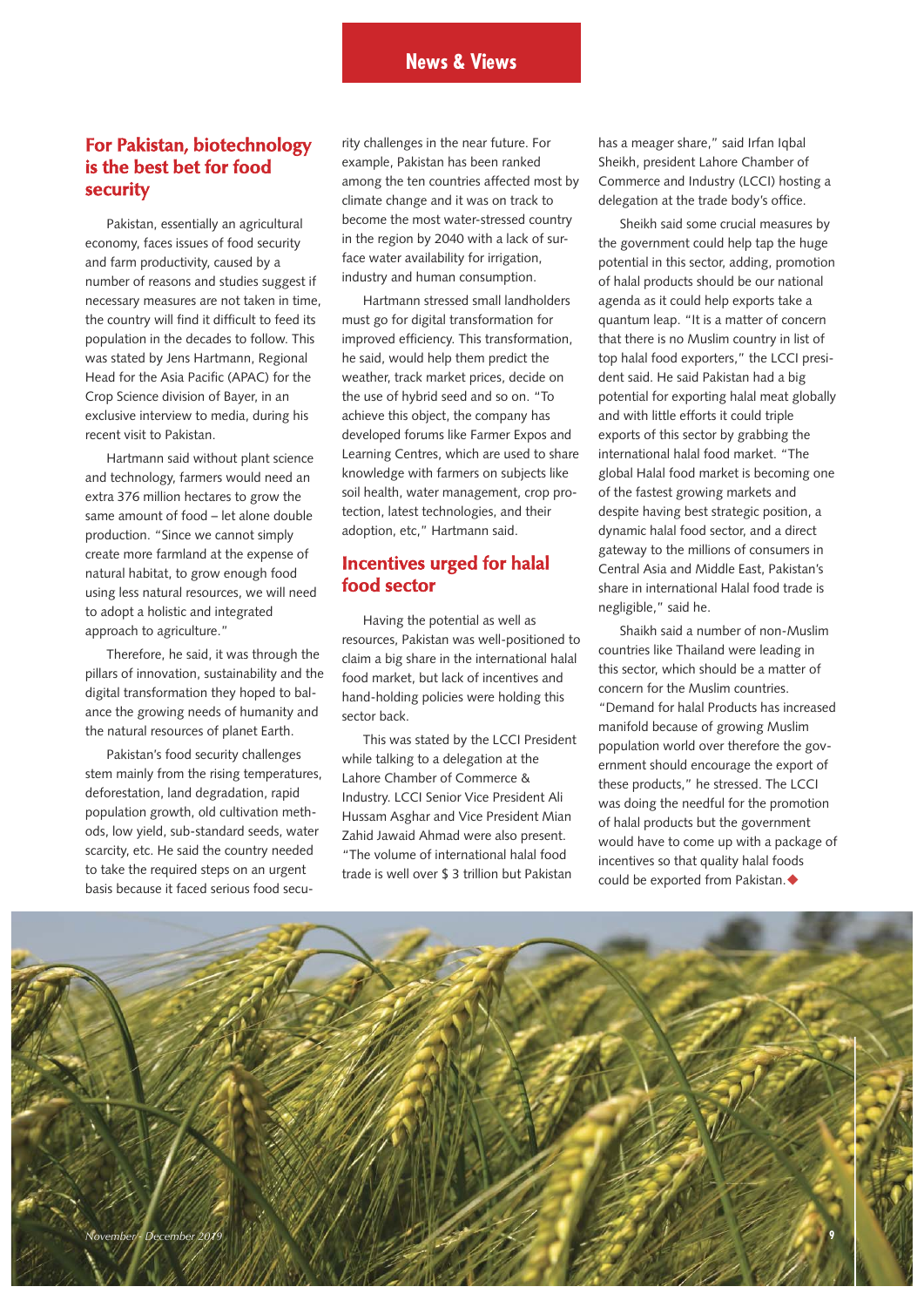## For Pakistan, biotechnology is the best bet for food security

Pakistan, essentially an agricultural economy, faces issues of food security and farm productivity, caused by a number of reasons and studies suggest if necessary measures are not taken in time, the country will find it difficult to feed its population in the decades to follow. This was stated by Jens Hartmann, Regional Head for the Asia Pacific (APAC) for the Crop Science division of Bayer, in an exclusive interview to media, during his recent visit to Pakistan.

Hartmann said without plant science and technology, farmers would need an extra 376 million hectares to grow the same amount of food – let alone double production. "Since we cannot simply create more farmland at the expense of natural habitat, to grow enough food using less natural resources, we will need to adopt a holistic and integrated approach to agriculture."

Therefore, he said, it was through the pillars of innovation, sustainability and the digital transformation they hoped to balance the growing needs of humanity and the natural resources of planet Earth.

Pakistan's food security challenges stem mainly from the rising temperatures, deforestation, land degradation, rapid population growth, old cultivation methods, low yield, sub-standard seeds, water scarcity, etc. He said the country needed to take the required steps on an urgent basis because it faced serious food security challenges in the near future. For example, Pakistan has been ranked among the ten countries affected most by climate change and it was on track to become the most water-stressed country in the region by 2040 with a lack of surface water availability for irrigation, industry and human consumption.

Hartmann stressed small landholders must go for digital transformation for improved efficiency. This transformation, he said, would help them predict the weather, track market prices, decide on the use of hybrid seed and so on. "To achieve this object, the company has developed forums like Farmer Expos and Learning Centres, which are used to share knowledge with farmers on subjects like soil health, water management, crop protection, latest technologies, and their adoption, etc," Hartmann said.

## Incentives urged for halal food sector

Having the potential as well as resources, Pakistan was well-positioned to claim a big share in the international halal food market, but lack of incentives and hand-holding policies were holding this sector back.

This was stated by the LCCI President while talking to a delegation at the Lahore Chamber of Commerce & Industry. LCCI Senior Vice President Ali Hussam Asghar and Vice President Mian Zahid Jawaid Ahmad were also present. "The volume of international halal food trade is well over $ 3 trillion but Pakistan has a meager share," said Irfan Iqbal Sheikh, president Lahore Chamber of Commerce and Industry (LCCI) hosting a delegation at the trade body's office.

Sheikh said some crucial measures by the government could help tap the huge potential in this sector, adding, promotion of halal products should be our national agenda as it could help exports take a quantum leap. "It is a matter of concern that there is no Muslim country in list of top halal food exporters," the LCCI president said. He said Pakistan had a big potential for exporting halal meat globally and with little efforts it could triple exports of this sector by grabbing the international halal food market. "The global Halal food market is becoming one of the fastest growing markets and despite having best strategic position, a dynamic halal food sector, and a direct gateway to the millions of consumers in Central Asia and Middle East, Pakistan's share in international Halal food trade is negligible," said he.

Shaikh said a number of non-Muslim countries like Thailand were leading in this sector, which should be a matter of concern for the Muslim countries. "Demand for halal Products has increased manifold because of growing Muslim population world over therefore the government should encourage the export of these products," he stressed. The LCCI was doing the needful for the promotion of halal products but the government would have to come up with a package of incentives so that quality halal foods could be exported from Pakistan.◆